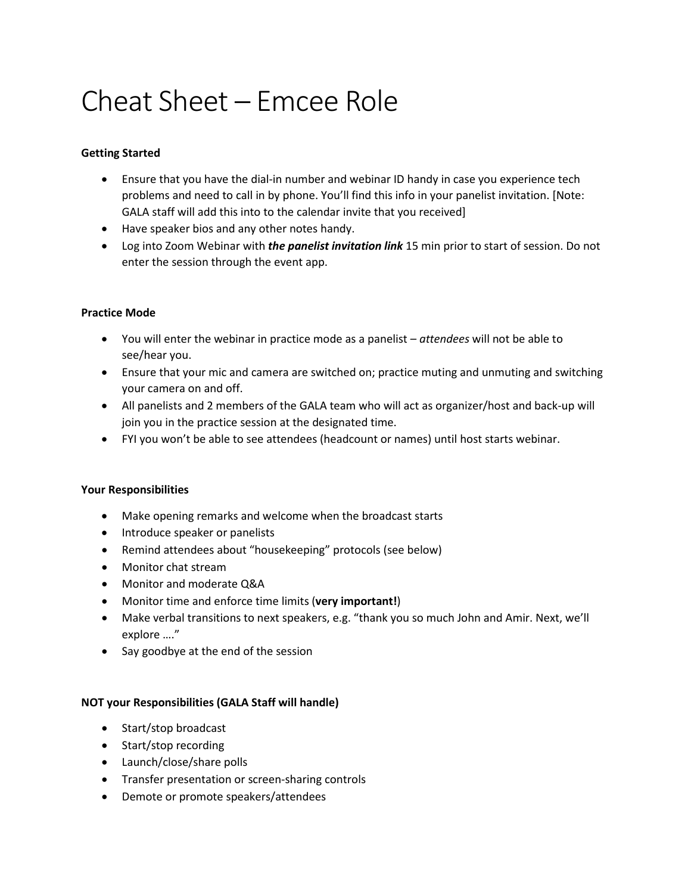# Cheat Sheet – Emcee Role

**Getting Started**

- Ensure that you have the dial-in number and webinar ID handy in case you experience tech problems and need to call in by phone. You'll find this info in your panelist invitation. [Note: GALA staff will add this into to the calendar invite that you received]
- Have speaker bios and any other notes handy.
- Log into Zoom Webinar with ***the panelist invitation link*** 15 min prior to start of session. Do not enter the session through the event app.

**Practice Mode**

- You will enter the webinar in practice mode as a panelist – *attendees* will not be able to see/hear you.
- Ensure that your mic and camera are switched on; practice muting and unmuting and switching your camera on and off.
- All panelists and 2 members of the GALA team who will act as organizer/host and back-up will join you in the practice session at the designated time.
- FYI you won't be able to see attendees (headcount or names) until host starts webinar.

**Your Responsibilities**

- Make opening remarks and welcome when the broadcast starts
- Introduce speaker or panelists
- Remind attendees about "housekeeping" protocols (see below)
- Monitor chat stream
- Monitor and moderate Q&A
- Monitor time and enforce time limits (**very important!**)
- Make verbal transitions to next speakers, e.g. "thank you so much John and Amir. Next, we'll explore …."
- Say goodbye at the end of the session

**NOT your Responsibilities (GALA Staff will handle)**

- Start/stop broadcast
- Start/stop recording
- Launch/close/share polls
- Transfer presentation or screen-sharing controls
- Demote or promote speakers/attendees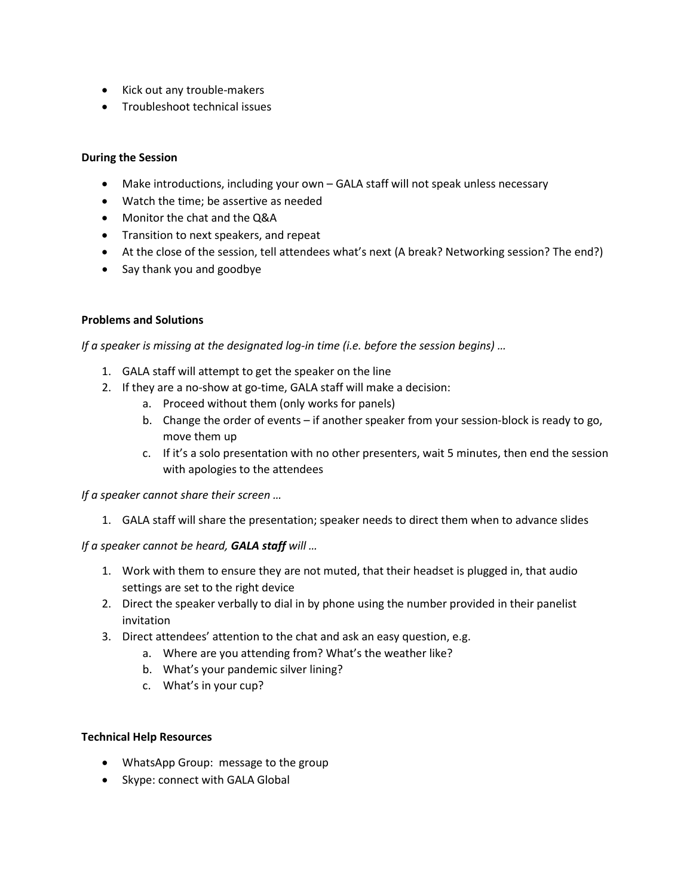- Kick out any trouble-makers
- Troubleshoot technical issues

**During the Session**

- Make introductions, including your own – GALA staff will not speak unless necessary
- Watch the time; be assertive as needed
- Monitor the chat and the Q&A
- Transition to next speakers, and repeat
- At the close of the session, tell attendees what's next (A break? Networking session? The end?)
- Say thank you and goodbye

**Problems and Solutions**

*If a speaker is missing at the designated log-in time (i.e. before the session begins) …*

1. GALA staff will attempt to get the speaker on the line
2. If they are a no-show at go-time, GALA staff will make a decision:
   a. Proceed without them (only works for panels)
   b. Change the order of events – if another speaker from your session-block is ready to go, move them up
   c. If it's a solo presentation with no other presenters, wait 5 minutes, then end the session with apologies to the attendees

*If a speaker cannot share their screen …*

1. GALA staff will share the presentation; speaker needs to direct them when to advance slides

*If a speaker cannot be heard,* ***GALA staff*** *will …*

1. Work with them to ensure they are not muted, that their headset is plugged in, that audio settings are set to the right device
2. Direct the speaker verbally to dial in by phone using the number provided in their panelist invitation
3. Direct attendees' attention to the chat and ask an easy question, e.g.
   a. Where are you attending from? What's the weather like?
   b. What's your pandemic silver lining?
   c. What's in your cup?

**Technical Help Resources**

- WhatsApp Group: message to the group
- Skype: connect with GALA Global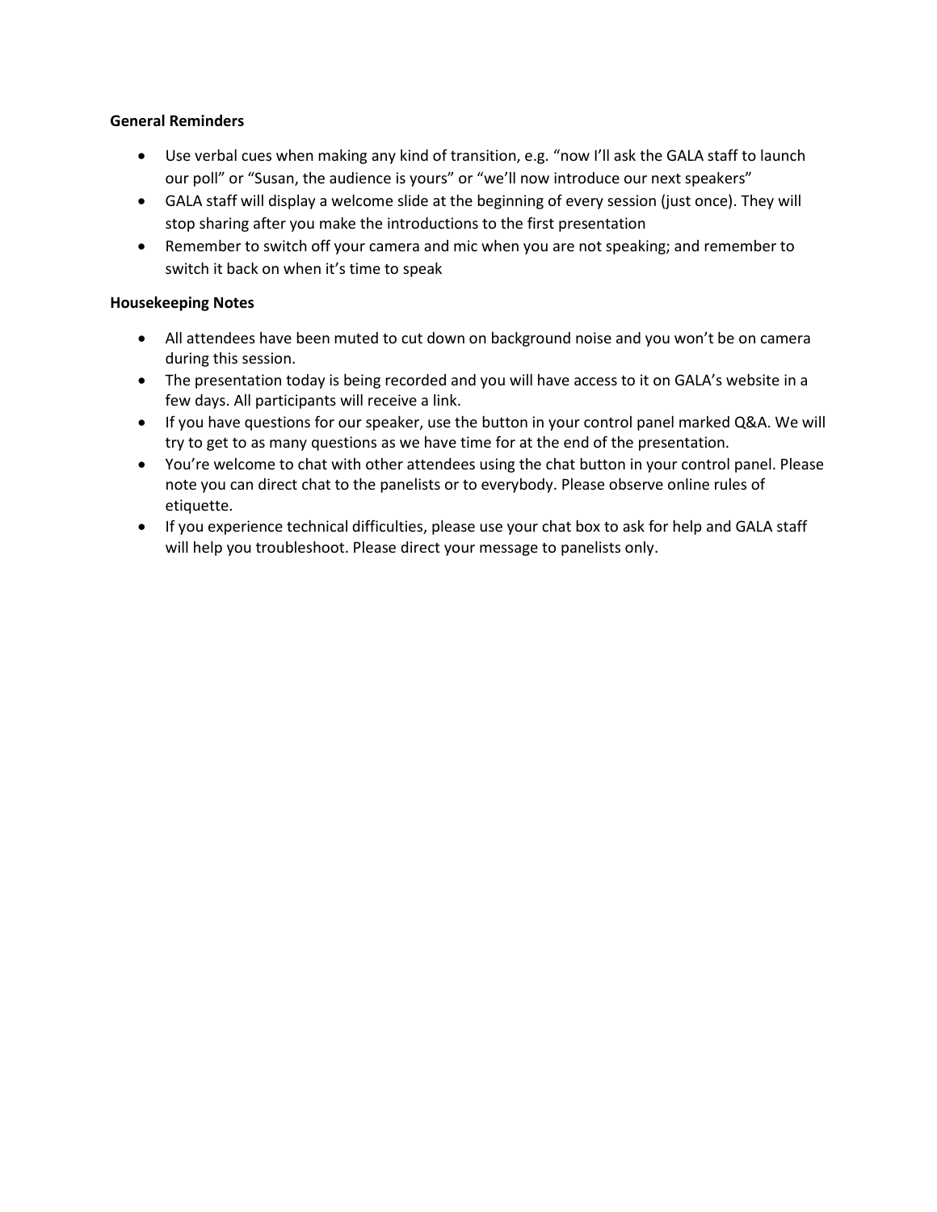**General Reminders**

- Use verbal cues when making any kind of transition, e.g. "now I'll ask the GALA staff to launch our poll" or "Susan, the audience is yours" or "we'll now introduce our next speakers"
- GALA staff will display a welcome slide at the beginning of every session (just once). They will stop sharing after you make the introductions to the first presentation
- Remember to switch off your camera and mic when you are not speaking; and remember to switch it back on when it's time to speak

**Housekeeping Notes**

- All attendees have been muted to cut down on background noise and you won't be on camera during this session.
- The presentation today is being recorded and you will have access to it on GALA's website in a few days. All participants will receive a link.
- If you have questions for our speaker, use the button in your control panel marked Q&A. We will try to get to as many questions as we have time for at the end of the presentation.
- You're welcome to chat with other attendees using the chat button in your control panel. Please note you can direct chat to the panelists or to everybody. Please observe online rules of etiquette.
- If you experience technical difficulties, please use your chat box to ask for help and GALA staff will help you troubleshoot. Please direct your message to panelists only.